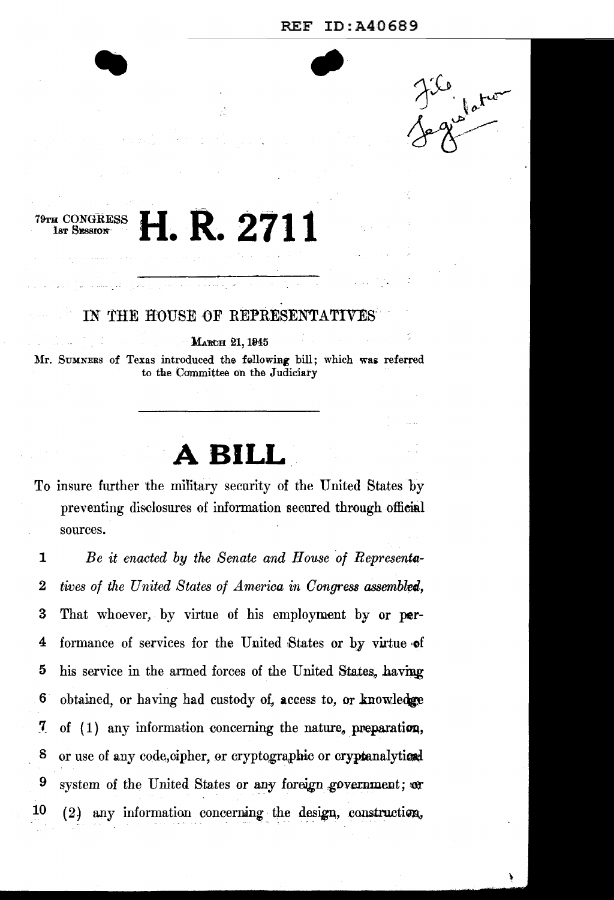REF ID:A40689

File Legislation

79TH CONGRESS
1ST SESSION

# H. R. 2711

IN THE HOUSE OF REPRESENTATIVES

MARCH 21, 1945

Mr. SUMNERS of Texas introduced the following bill; which was referred to the Committee on the Judiciary

# A BILL

To insure further the military security of the United States by preventing disclosures of information secured through official sources.

1 *Be it enacted by the Senate and House of Representa-*
2 *tives of the United States of America in Congress assembled,*
3 That whoever, by virtue of his employment by or per-
4 formance of services for the United States or by virtue of
5 his service in the armed forces of the United States, having
6 obtained, or having had custody of, access to, or knowledge
7 of (1) any information concerning the nature, preparation,
8 or use of any code, cipher, or cryptographic or cryptanalytical
9 system of the United States or any foreign government; or
10 (2) any information concerning the design, construction,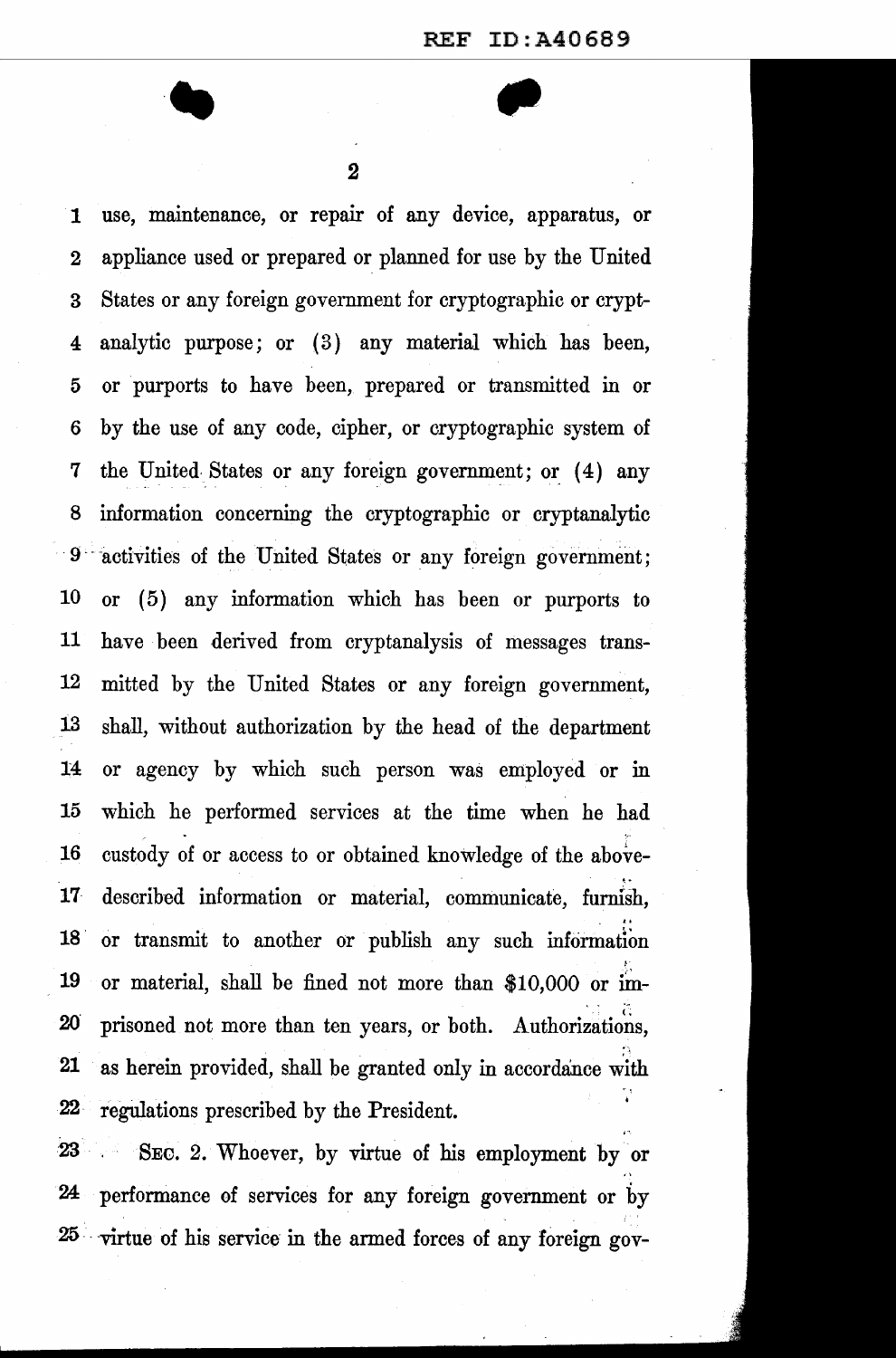use, maintenance, or repair of any device, apparatus, or appliance used or prepared or planned for use by the United States or any foreign government for cryptographic or cryptanalytic purpose; or (3) any material which has been, or purports to have been, prepared or transmitted in or by the use of any code, cipher, or cryptographic system of the United States or any foreign government; or (4) any information concerning the cryptographic or cryptanalytic activities of the United States or any foreign government; or (5) any information which has been or purports to have been derived from cryptanalysis of messages transmitted by the United States or any foreign government, shall, without authorization by the head of the department or agency by which such person was employed or in which he performed services at the time when he had custody of or access to or obtained knowledge of the above-described information or material, communicate, furnish, or transmit to another or publish any such information or material, shall be fined not more than $10,000 or imprisoned not more than ten years, or both. Authorizations, as herein provided, shall be granted only in accordance with regulations prescribed by the President.

SEC. 2. Whoever, by virtue of his employment by or performance of services for any foreign government or by virtue of his service in the armed forces of any foreign gov-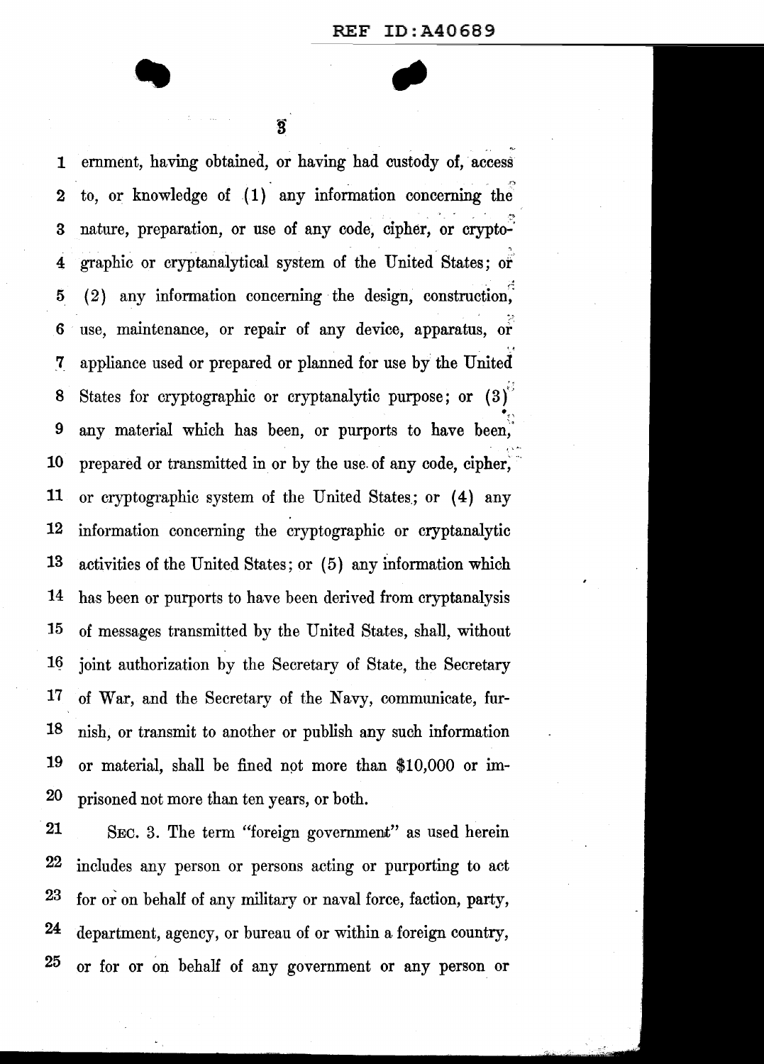ernment, having obtained, or having had custody of, access to, or knowledge of (1) any information concerning the nature, preparation, or use of any code, cipher, or cryptographic or cryptanalytical system of the United States; or (2) any information concerning the design, construction, use, maintenance, or repair of any device, apparatus, or appliance used or prepared or planned for use by the United States for cryptographic or cryptanalytic purpose; or (3) any material which has been, or purports to have been, prepared or transmitted in or by the use of any code, cipher, or cryptographic system of the United States; or (4) any information concerning the cryptographic or cryptanalytic activities of the United States; or (5) any information which has been or purports to have been derived from cryptanalysis of messages transmitted by the United States, shall, without joint authorization by the Secretary of State, the Secretary of War, and the Secretary of the Navy, communicate, furnish, or transmit to another or publish any such information or material, shall be fined not more than $10,000 or imprisoned not more than ten years, or both.

SEC. 3. The term "foreign government" as used herein includes any person or persons acting or purporting to act for or on behalf of any military or naval force, faction, party, department, agency, or bureau of or within a foreign country, or for or on behalf of any government or any person or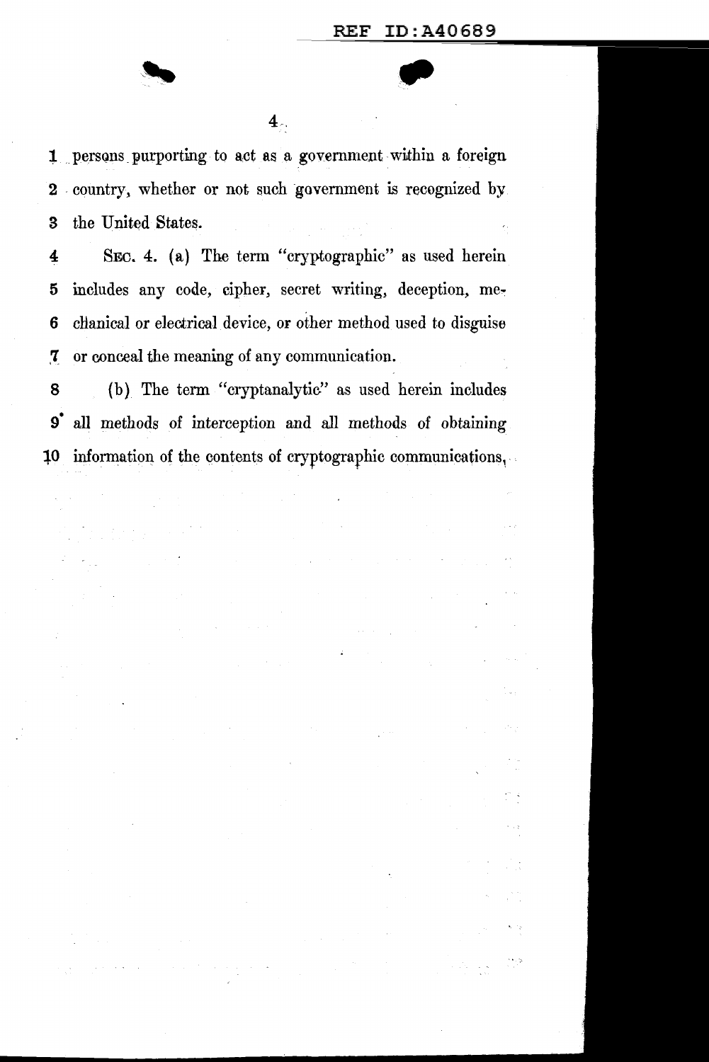persons purporting to act as a government within a foreign country, whether or not such government is recognized by the United States.

SEC. 4. (a) The term "cryptographic" as used herein includes any code, cipher, secret writing, deception, mechanical or electrical device, or other method used to disguise or conceal the meaning of any communication.

(b) The term "cryptanalytic" as used herein includes all methods of interception and all methods of obtaining information of the contents of cryptographic communications,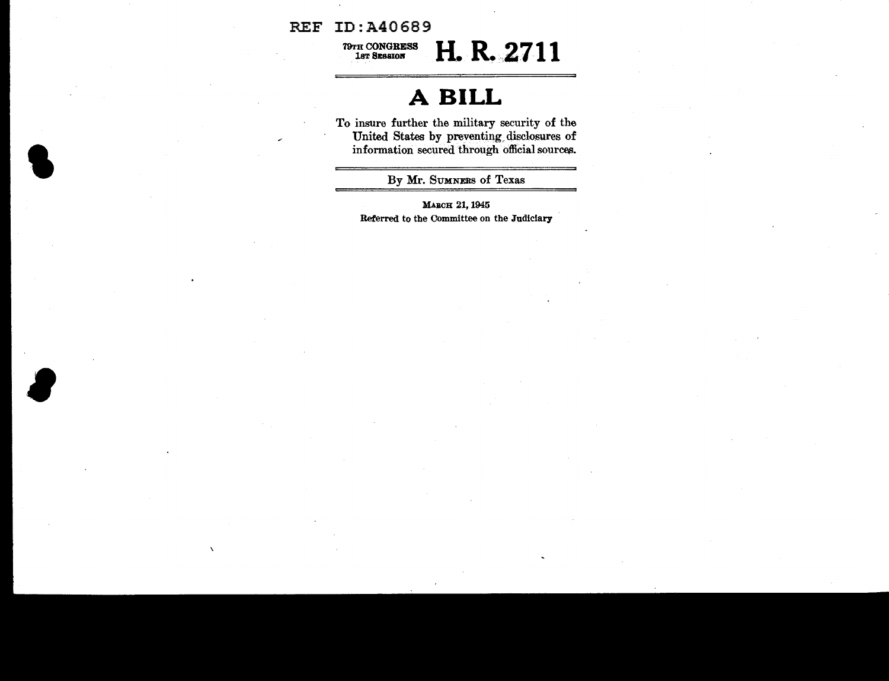REF ID:A40689

79TH CONGRESS
1ST SESSION

# H. R. 2711

## A BILL

To insure further the military security of the United States by preventing disclosures of information secured through official sources.

By Mr. SUMNERS of Texas

MARCH 21, 1945
Referred to the Committee on the Judiciary